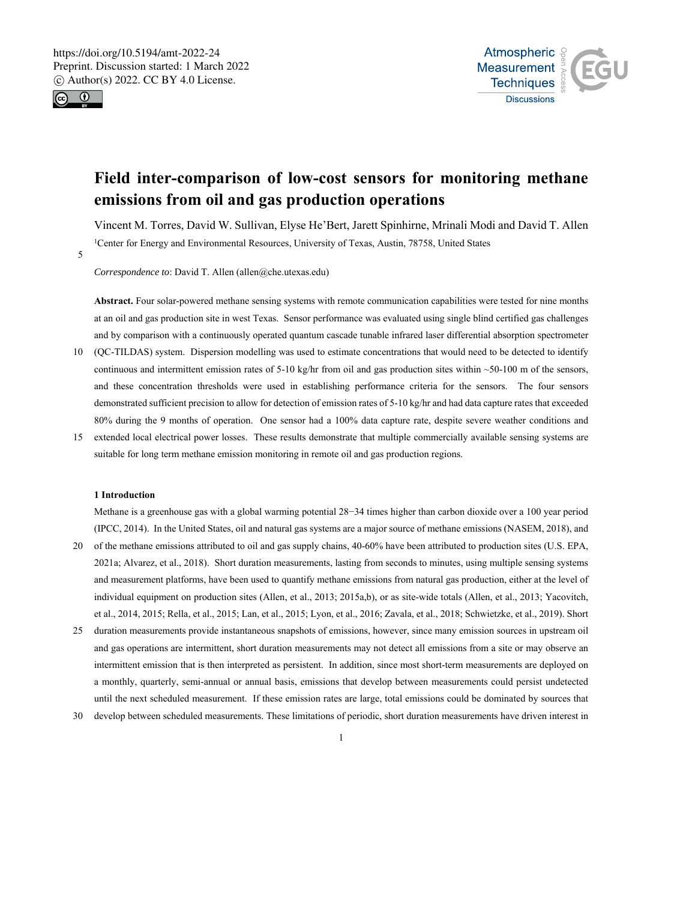# Field inter-comparison of low-cost sensors for monitoring methane emissions from oil and gas production operations

Vincent M. Torres, David W. Sullivan, Elyse He'Bert, Jarett Spinhirne, Mrinali Modi and David T. Allen

[1]Center for Energy and Environmental Resources, University of Texas, Austin, 78758, United States

*Correspondence to*: David T. Allen (allen@che.utexas.edu)

**Abstract.** Four solar-powered methane sensing systems with remote communication capabilities were tested for nine months at an oil and gas production site in west Texas. Sensor performance was evaluated using single blind certified gas challenges and by comparison with a continuously operated quantum cascade tunable infrared laser differential absorption spectrometer (QC-TILDAS) system. Dispersion modelling was used to estimate concentrations that would need to be detected to identify continuous and intermittent emission rates of 5-10 kg/hr from oil and gas production sites within ~50-100 m of the sensors, and these concentration thresholds were used in establishing performance criteria for the sensors. The four sensors demonstrated sufficient precision to allow for detection of emission rates of 5-10 kg/hr and had data capture rates that exceeded 80% during the 9 months of operation. One sensor had a 100% data capture rate, despite severe weather conditions and extended local electrical power losses. These results demonstrate that multiple commercially available sensing systems are suitable for long term methane emission monitoring in remote oil and gas production regions.

## 1 Introduction

Methane is a greenhouse gas with a global warming potential 28−34 times higher than carbon dioxide over a 100 year period (IPCC, 2014). In the United States, oil and natural gas systems are a major source of methane emissions (NASEM, 2018), and of the methane emissions attributed to oil and gas supply chains, 40-60% have been attributed to production sites (U.S. EPA, 2021a; Alvarez, et al., 2018). Short duration measurements, lasting from seconds to minutes, using multiple sensing systems and measurement platforms, have been used to quantify methane emissions from natural gas production, either at the level of individual equipment on production sites (Allen, et al., 2013; 2015a,b), or as site-wide totals (Allen, et al., 2013; Yacovitch, et al., 2014, 2015; Rella, et al., 2015; Lan, et al., 2015; Lyon, et al., 2016; Zavala, et al., 2018; Schwietzke, et al., 2019). Short duration measurements provide instantaneous snapshots of emissions, however, since many emission sources in upstream oil and gas operations are intermittent, short duration measurements may not detect all emissions from a site or may observe an intermittent emission that is then interpreted as persistent. In addition, since most short-term measurements are deployed on a monthly, quarterly, semi-annual or annual basis, emissions that develop between measurements could persist undetected until the next scheduled measurement. If these emission rates are large, total emissions could be dominated by sources that develop between scheduled measurements. These limitations of periodic, short duration measurements have driven interest in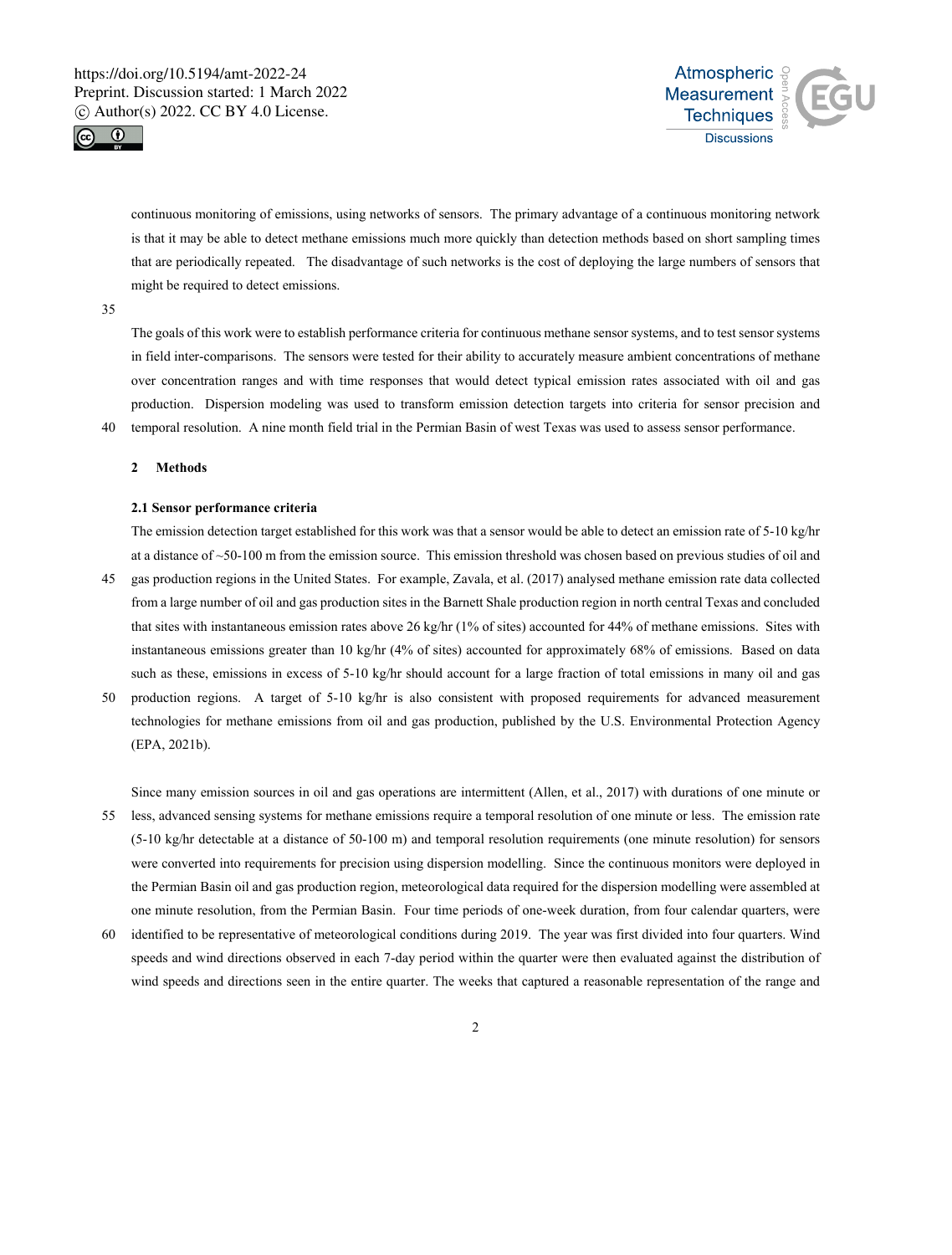continuous monitoring of emissions, using networks of sensors. The primary advantage of a continuous monitoring network is that it may be able to detect methane emissions much more quickly than detection methods based on short sampling times that are periodically repeated. The disadvantage of such networks is the cost of deploying the large numbers of sensors that might be required to detect emissions.

The goals of this work were to establish performance criteria for continuous methane sensor systems, and to test sensor systems in field inter-comparisons. The sensors were tested for their ability to accurately measure ambient concentrations of methane over concentration ranges and with time responses that would detect typical emission rates associated with oil and gas production. Dispersion modeling was used to transform emission detection targets into criteria for sensor precision and temporal resolution. A nine month field trial in the Permian Basin of west Texas was used to assess sensor performance.

## 2 Methods

### 2.1 Sensor performance criteria

The emission detection target established for this work was that a sensor would be able to detect an emission rate of 5-10 kg/hr at a distance of ~50-100 m from the emission source. This emission threshold was chosen based on previous studies of oil and gas production regions in the United States. For example, Zavala, et al. (2017) analysed methane emission rate data collected from a large number of oil and gas production sites in the Barnett Shale production region in north central Texas and concluded that sites with instantaneous emission rates above 26 kg/hr (1% of sites) accounted for 44% of methane emissions. Sites with instantaneous emissions greater than 10 kg/hr (4% of sites) accounted for approximately 68% of emissions. Based on data such as these, emissions in excess of 5-10 kg/hr should account for a large fraction of total emissions in many oil and gas production regions. A target of 5-10 kg/hr is also consistent with proposed requirements for advanced measurement technologies for methane emissions from oil and gas production, published by the U.S. Environmental Protection Agency (EPA, 2021b).

Since many emission sources in oil and gas operations are intermittent (Allen, et al., 2017) with durations of one minute or less, advanced sensing systems for methane emissions require a temporal resolution of one minute or less. The emission rate (5-10 kg/hr detectable at a distance of 50-100 m) and temporal resolution requirements (one minute resolution) for sensors were converted into requirements for precision using dispersion modelling. Since the continuous monitors were deployed in the Permian Basin oil and gas production region, meteorological data required for the dispersion modelling were assembled at one minute resolution, from the Permian Basin. Four time periods of one-week duration, from four calendar quarters, were identified to be representative of meteorological conditions during 2019. The year was first divided into four quarters. Wind speeds and wind directions observed in each 7-day period within the quarter were then evaluated against the distribution of wind speeds and directions seen in the entire quarter. The weeks that captured a reasonable representation of the range and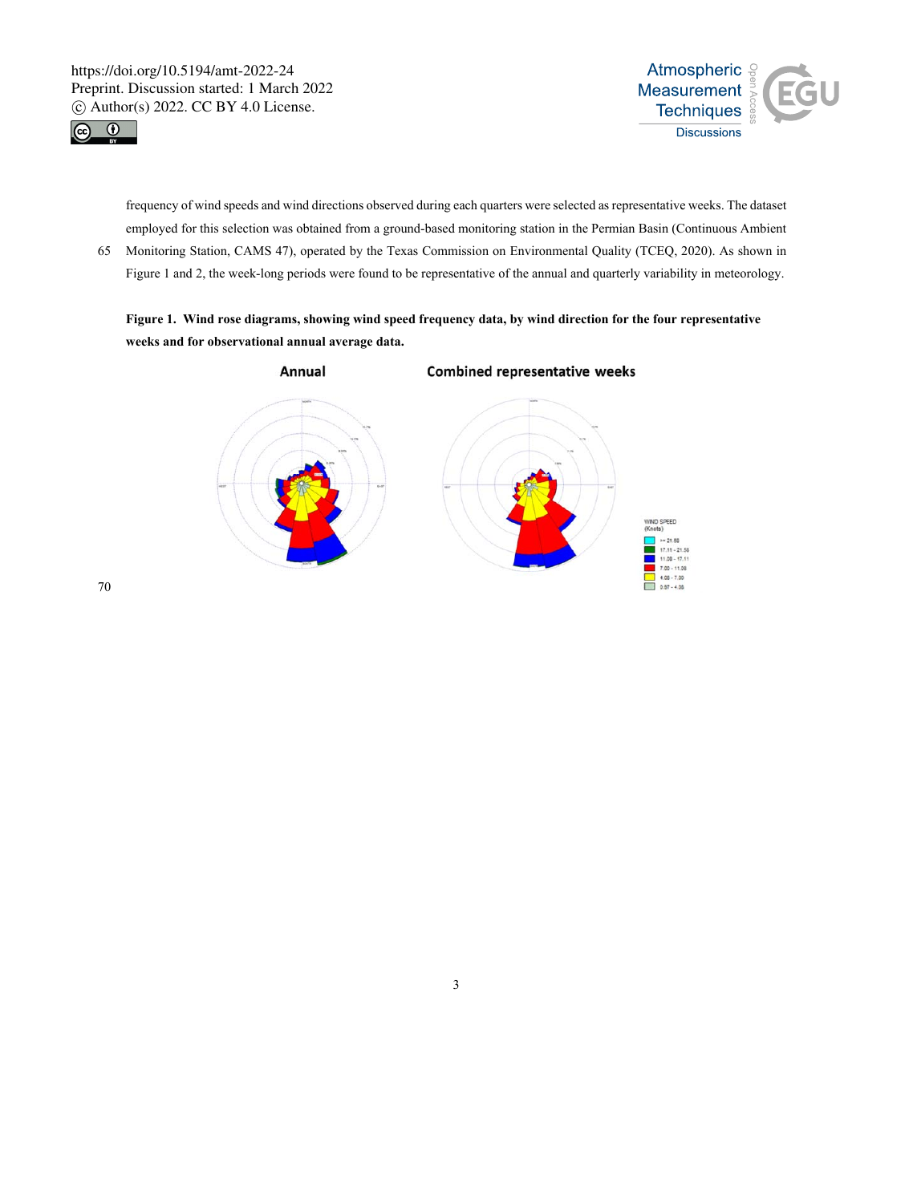frequency of wind speeds and wind directions observed during each quarters were selected as representative weeks. The dataset employed for this selection was obtained from a ground-based monitoring station in the Permian Basin (Continuous Ambient Monitoring Station, CAMS 47), operated by the Texas Commission on Environmental Quality (TCEQ, 2020). As shown in Figure 1 and 2, the week-long periods were found to be representative of the annual and quarterly variability in meteorology.

**Figure 1. Wind rose diagrams, showing wind speed frequency data, by wind direction for the four representative weeks and for observational annual average data.**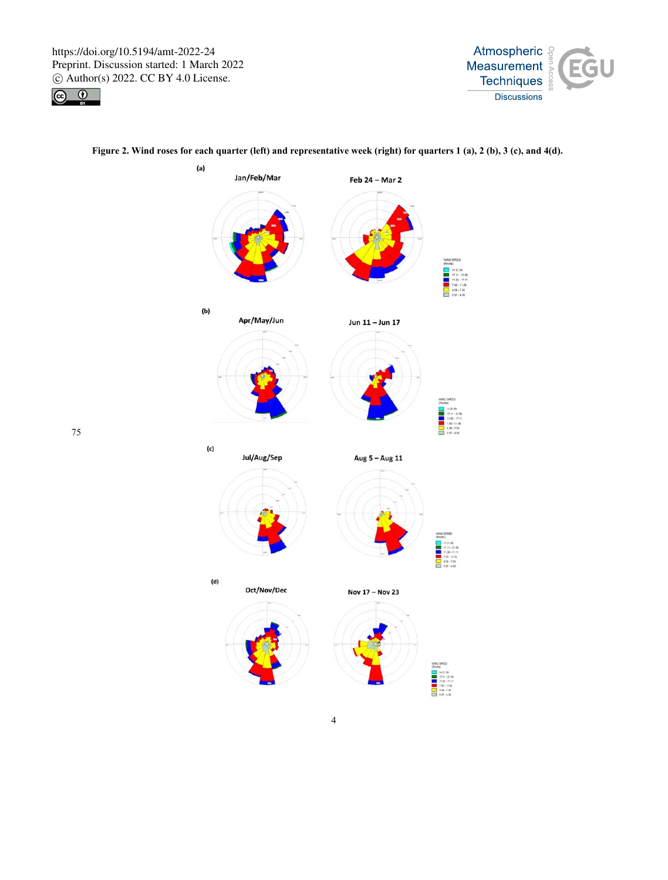**Figure 2. Wind roses for each quarter (left) and representative week (right) for quarters 1 (a), 2 (b), 3 (c), and 4(d).**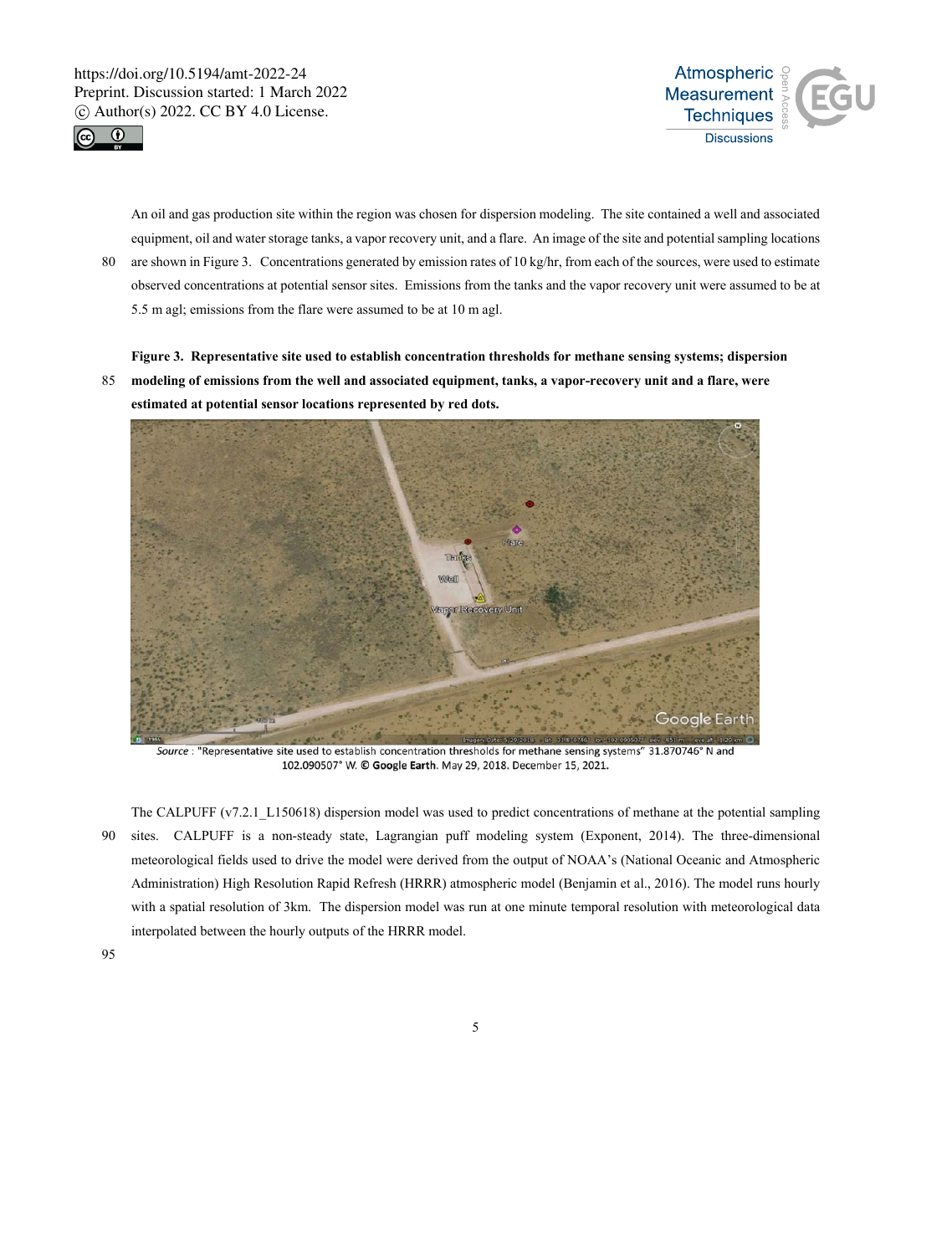An oil and gas production site within the region was chosen for dispersion modeling. The site contained a well and associated equipment, oil and water storage tanks, a vapor recovery unit, and a flare. An image of the site and potential sampling locations are shown in Figure 3. Concentrations generated by emission rates of 10 kg/hr, from each of the sources, were used to estimate observed concentrations at potential sensor sites. Emissions from the tanks and the vapor recovery unit were assumed to be at 5.5 m agl; emissions from the flare were assumed to be at 10 m agl.

**Figure 3. Representative site used to establish concentration thresholds for methane sensing systems; dispersion modeling of emissions from the well and associated equipment, tanks, a vapor-recovery unit and a flare, were estimated at potential sensor locations represented by red dots.**

*Source* : "Representative site used to establish concentration thresholds for methane sensing systems" 31.870746° N and 102.090507° W. © **Google Earth**. May 29, 2018. December 15, 2021.

The CALPUFF (v7.2.1_L150618) dispersion model was used to predict concentrations of methane at the potential sampling sites. CALPUFF is a non-steady state, Lagrangian puff modeling system (Exponent, 2014). The three-dimensional meteorological fields used to drive the model were derived from the output of NOAA's (National Oceanic and Atmospheric Administration) High Resolution Rapid Refresh (HRRR) atmospheric model (Benjamin et al., 2016). The model runs hourly with a spatial resolution of 3km. The dispersion model was run at one minute temporal resolution with meteorological data interpolated between the hourly outputs of the HRRR model.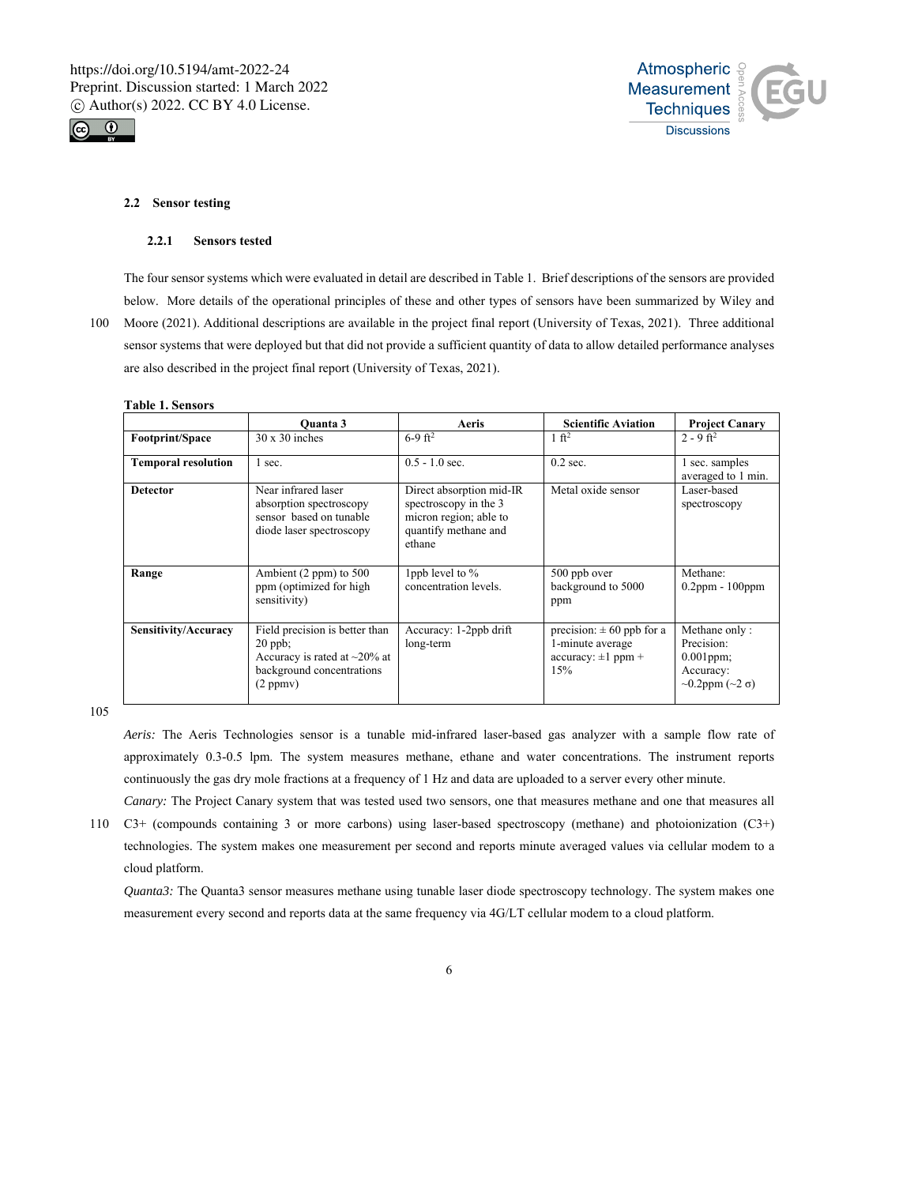### 2.2 Sensor testing

#### 2.2.1 Sensors tested

The four sensor systems which were evaluated in detail are described in Table 1. Brief descriptions of the sensors are provided below. More details of the operational principles of these and other types of sensors have been summarized by Wiley and Moore (2021). Additional descriptions are available in the project final report (University of Texas, 2021). Three additional sensor systems that were deployed but that did not provide a sufficient quantity of data to allow detailed performance analyses are also described in the project final report (University of Texas, 2021).

**Table 1. Sensors**

| | Quanta 3 | Aeris | Scientific Aviation | Project Canary |
|---|---|---|---|---|
| **Footprint/Space** | 30 x 30 inches | 6-9 $ft^2$ | 1 $ft^2$ | 2 - 9 $ft^2$ |
| **Temporal resolution** | 1 sec. | 0.5 - 1.0 sec. | 0.2 sec. | 1 sec. samples averaged to 1 min. |
| **Detector** | Near infrared laser absorption spectroscopy sensor based on tunable diode laser spectroscopy | Direct absorption mid-IR spectroscopy in the 3 micron region; able to quantify methane and ethane | Metal oxide sensor | Laser-based spectroscopy |
| **Range** | Ambient (2 ppm) to 500 ppm (optimized for high sensitivity) | 1ppb level to % concentration levels. | 500 ppb over background to 5000 ppm | Methane: 0.2ppm - 100ppm |
| **Sensitivity/Accuracy** | Field precision is better than 20 ppb; Accuracy is rated at ~20% at background concentrations (2 ppmv) | Accuracy: 1-2ppb drift long-term | precision: ± 60 ppb for a 1-minute average accuracy: ±1 ppm + 15% | Methane only : Precision: 0.001ppm; Accuracy: ~0.2ppm (~2 $\sigma$) |

*Aeris:* The Aeris Technologies sensor is a tunable mid-infrared laser-based gas analyzer with a sample flow rate of approximately 0.3-0.5 lpm. The system measures methane, ethane and water concentrations. The instrument reports continuously the gas dry mole fractions at a frequency of 1 Hz and data are uploaded to a server every other minute.

*Canary:* The Project Canary system that was tested used two sensors, one that measures methane and one that measures all C3+ (compounds containing 3 or more carbons) using laser-based spectroscopy (methane) and photoionization (C3+) technologies. The system makes one measurement per second and reports minute averaged values via cellular modem to a cloud platform.

*Quanta3:* The Quanta3 sensor measures methane using tunable laser diode spectroscopy technology. The system makes one measurement every second and reports data at the same frequency via 4G/LT cellular modem to a cloud platform.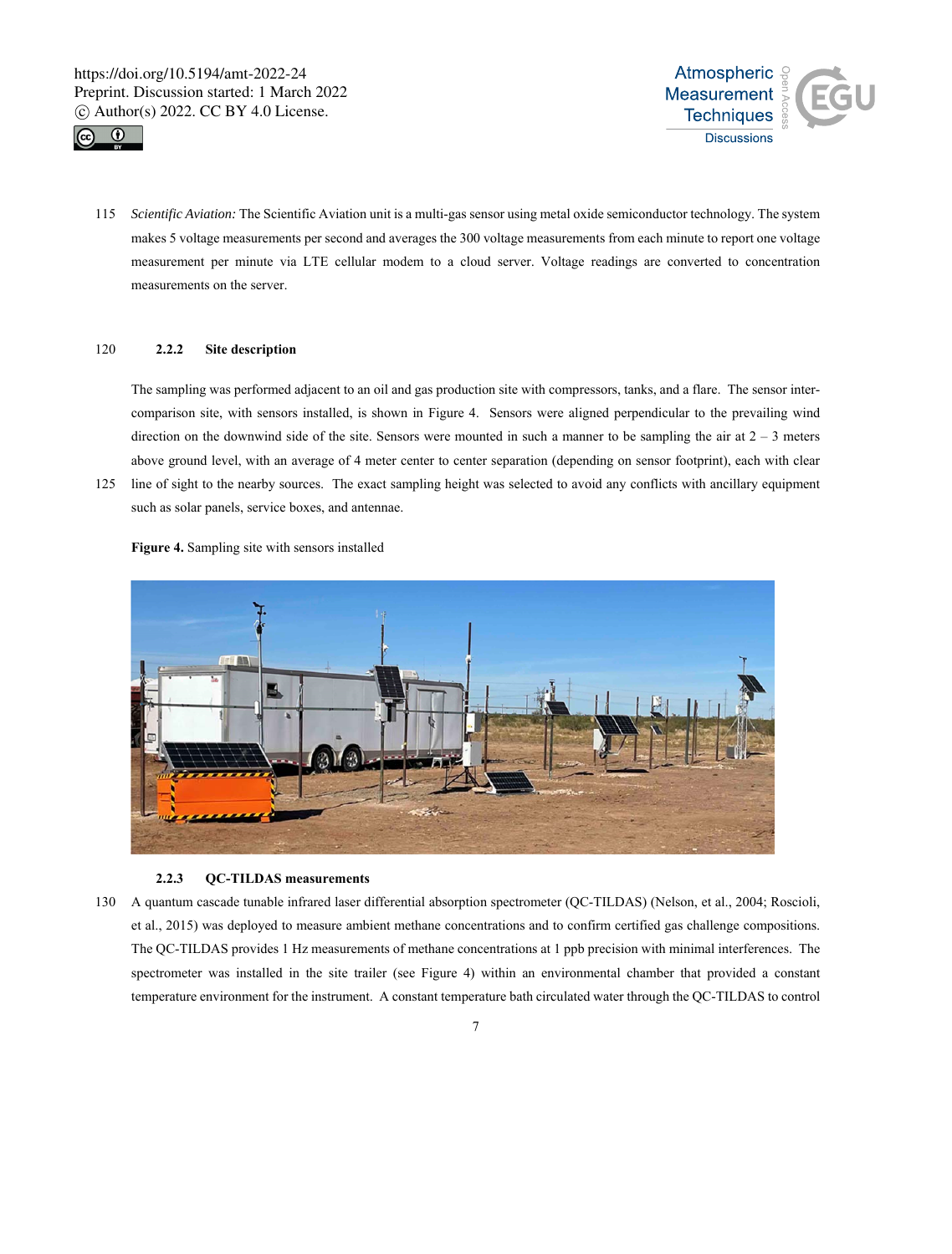*Scientific Aviation:* The Scientific Aviation unit is a multi-gas sensor using metal oxide semiconductor technology. The system makes 5 voltage measurements per second and averages the 300 voltage measurements from each minute to report one voltage measurement per minute via LTE cellular modem to a cloud server. Voltage readings are converted to concentration measurements on the server.

### 2.2.2 Site description

The sampling was performed adjacent to an oil and gas production site with compressors, tanks, and a flare. The sensor inter-comparison site, with sensors installed, is shown in Figure 4. Sensors were aligned perpendicular to the prevailing wind direction on the downwind side of the site. Sensors were mounted in such a manner to be sampling the air at 2 – 3 meters above ground level, with an average of 4 meter center to center separation (depending on sensor footprint), each with clear line of sight to the nearby sources. The exact sampling height was selected to avoid any conflicts with ancillary equipment such as solar panels, service boxes, and antennae.

**Figure 4.** Sampling site with sensors installed

### 2.2.3 QC-TILDAS measurements

A quantum cascade tunable infrared laser differential absorption spectrometer (QC-TILDAS) (Nelson, et al., 2004; Roscioli, et al., 2015) was deployed to measure ambient methane concentrations and to confirm certified gas challenge compositions. The QC-TILDAS provides 1 Hz measurements of methane concentrations at 1 ppb precision with minimal interferences. The spectrometer was installed in the site trailer (see Figure 4) within an environmental chamber that provided a constant temperature environment for the instrument. A constant temperature bath circulated water through the QC-TILDAS to control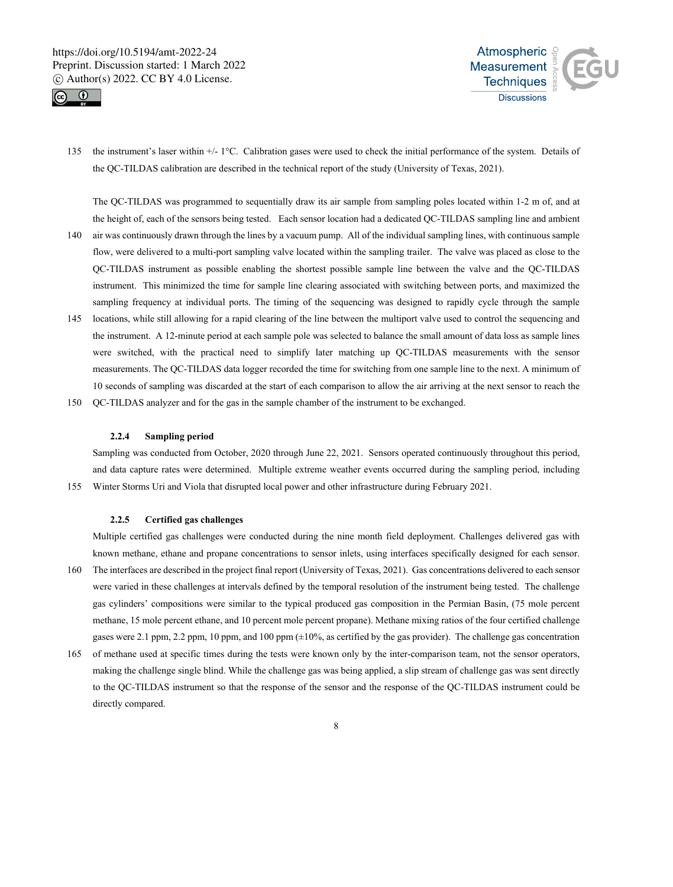the instrument's laser within +/- 1°C. Calibration gases were used to check the initial performance of the system. Details of the QC-TILDAS calibration are described in the technical report of the study (University of Texas, 2021).

The QC-TILDAS was programmed to sequentially draw its air sample from sampling poles located within 1-2 m of, and at the height of, each of the sensors being tested. Each sensor location had a dedicated QC-TILDAS sampling line and ambient air was continuously drawn through the lines by a vacuum pump. All of the individual sampling lines, with continuous sample flow, were delivered to a multi-port sampling valve located within the sampling trailer. The valve was placed as close to the QC-TILDAS instrument as possible enabling the shortest possible sample line between the valve and the QC-TILDAS instrument. This minimized the time for sample line clearing associated with switching between ports, and maximized the sampling frequency at individual ports. The timing of the sequencing was designed to rapidly cycle through the sample locations, while still allowing for a rapid clearing of the line between the multiport valve used to control the sequencing and the instrument. A 12-minute period at each sample pole was selected to balance the small amount of data loss as sample lines were switched, with the practical need to simplify later matching up QC-TILDAS measurements with the sensor measurements. The QC-TILDAS data logger recorded the time for switching from one sample line to the next. A minimum of 10 seconds of sampling was discarded at the start of each comparison to allow the air arriving at the next sensor to reach the QC-TILDAS analyzer and for the gas in the sample chamber of the instrument to be exchanged.

#### 2.2.4 Sampling period

Sampling was conducted from October, 2020 through June 22, 2021. Sensors operated continuously throughout this period, and data capture rates were determined. Multiple extreme weather events occurred during the sampling period, including Winter Storms Uri and Viola that disrupted local power and other infrastructure during February 2021.

#### 2.2.5 Certified gas challenges

Multiple certified gas challenges were conducted during the nine month field deployment. Challenges delivered gas with known methane, ethane and propane concentrations to sensor inlets, using interfaces specifically designed for each sensor. The interfaces are described in the project final report (University of Texas, 2021). Gas concentrations delivered to each sensor were varied in these challenges at intervals defined by the temporal resolution of the instrument being tested. The challenge gas cylinders' compositions were similar to the typical produced gas composition in the Permian Basin, (75 mole percent methane, 15 mole percent ethane, and 10 percent mole percent propane). Methane mixing ratios of the four certified challenge gases were 2.1 ppm, 2.2 ppm, 10 ppm, and 100 ppm (±10%, as certified by the gas provider). The challenge gas concentration of methane used at specific times during the tests were known only by the inter-comparison team, not the sensor operators, making the challenge single blind. While the challenge gas was being applied, a slip stream of challenge gas was sent directly to the QC-TILDAS instrument so that the response of the sensor and the response of the QC-TILDAS instrument could be directly compared.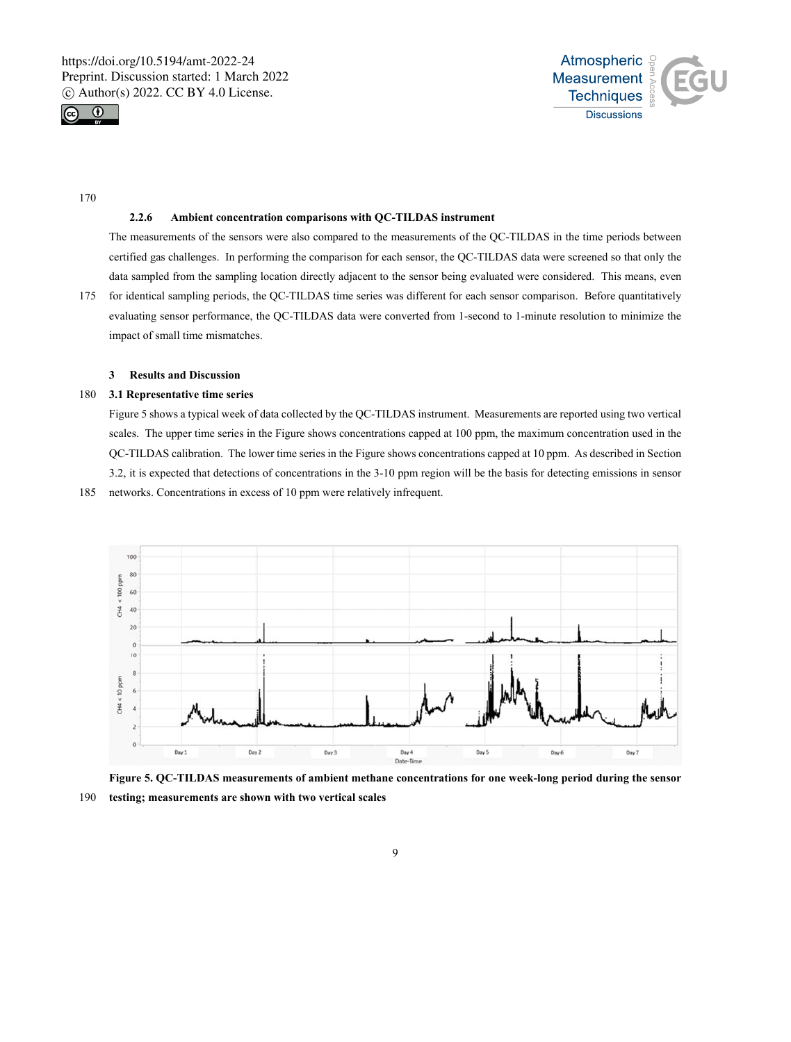#### 2.2.6 Ambient concentration comparisons with QC-TILDAS instrument

The measurements of the sensors were also compared to the measurements of the QC-TILDAS in the time periods between certified gas challenges. In performing the comparison for each sensor, the QC-TILDAS data were screened so that only the data sampled from the sampling location directly adjacent to the sensor being evaluated were considered. This means, even for identical sampling periods, the QC-TILDAS time series was different for each sensor comparison. Before quantitatively evaluating sensor performance, the QC-TILDAS data were converted from 1-second to 1-minute resolution to minimize the impact of small time mismatches.

## 3 Results and Discussion

### 3.1 Representative time series

Figure 5 shows a typical week of data collected by the QC-TILDAS instrument. Measurements are reported using two vertical scales. The upper time series in the Figure shows concentrations capped at 100 ppm, the maximum concentration used in the QC-TILDAS calibration. The lower time series in the Figure shows concentrations capped at 10 ppm. As described in Section 3.2, it is expected that detections of concentrations in the 3-10 ppm region will be the basis for detecting emissions in sensor networks. Concentrations in excess of 10 ppm were relatively infrequent.

**Figure 5. QC-TILDAS measurements of ambient methane concentrations for one week-long period during the sensor testing; measurements are shown with two vertical scales**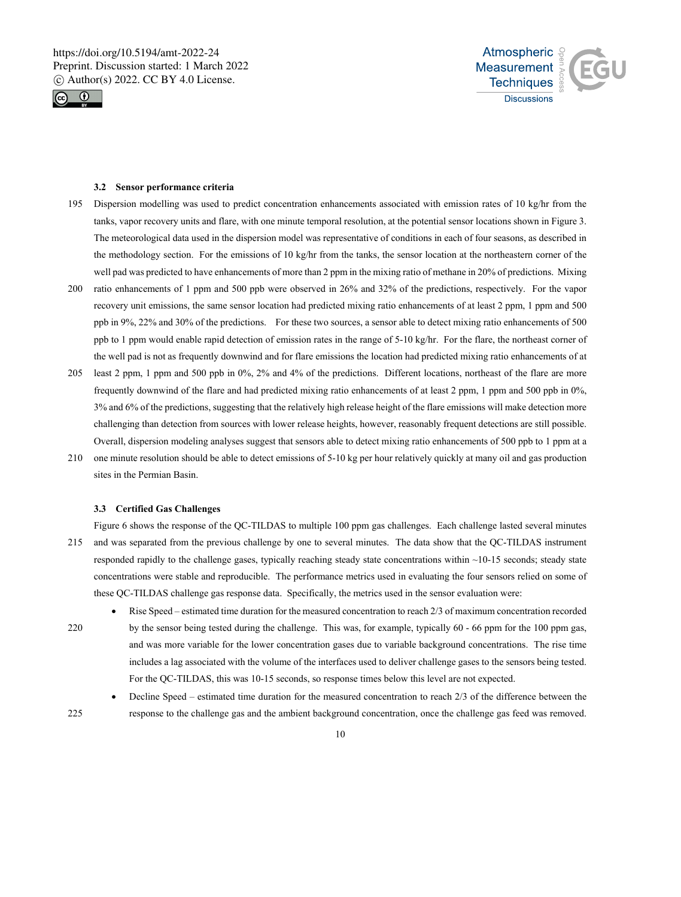### 3.2 Sensor performance criteria

Dispersion modelling was used to predict concentration enhancements associated with emission rates of 10 kg/hr from the tanks, vapor recovery units and flare, with one minute temporal resolution, at the potential sensor locations shown in Figure 3. The meteorological data used in the dispersion model was representative of conditions in each of four seasons, as described in the methodology section. For the emissions of 10 kg/hr from the tanks, the sensor location at the northeastern corner of the well pad was predicted to have enhancements of more than 2 ppm in the mixing ratio of methane in 20% of predictions. Mixing ratio enhancements of 1 ppm and 500 ppb were observed in 26% and 32% of the predictions, respectively. For the vapor recovery unit emissions, the same sensor location had predicted mixing ratio enhancements of at least 2 ppm, 1 ppm and 500 ppb in 9%, 22% and 30% of the predictions. For these two sources, a sensor able to detect mixing ratio enhancements of 500 ppb to 1 ppm would enable rapid detection of emission rates in the range of 5-10 kg/hr. For the flare, the northeast corner of the well pad is not as frequently downwind and for flare emissions the location had predicted mixing ratio enhancements of at least 2 ppm, 1 ppm and 500 ppb in 0%, 2% and 4% of the predictions. Different locations, northeast of the flare are more frequently downwind of the flare and had predicted mixing ratio enhancements of at least 2 ppm, 1 ppm and 500 ppb in 0%, 3% and 6% of the predictions, suggesting that the relatively high release height of the flare emissions will make detection more challenging than detection from sources with lower release heights, however, reasonably frequent detections are still possible. Overall, dispersion modeling analyses suggest that sensors able to detect mixing ratio enhancements of 500 ppb to 1 ppm at a one minute resolution should be able to detect emissions of 5-10 kg per hour relatively quickly at many oil and gas production sites in the Permian Basin.

### 3.3 Certified Gas Challenges

Figure 6 shows the response of the QC-TILDAS to multiple 100 ppm gas challenges. Each challenge lasted several minutes and was separated from the previous challenge by one to several minutes. The data show that the QC-TILDAS instrument responded rapidly to the challenge gases, typically reaching steady state concentrations within ~10-15 seconds; steady state concentrations were stable and reproducible. The performance metrics used in evaluating the four sensors relied on some of these QC-TILDAS challenge gas response data. Specifically, the metrics used in the sensor evaluation were:

- Rise Speed – estimated time duration for the measured concentration to reach 2/3 of maximum concentration recorded by the sensor being tested during the challenge. This was, for example, typically 60 - 66 ppm for the 100 ppm gas, and was more variable for the lower concentration gases due to variable background concentrations. The rise time includes a lag associated with the volume of the interfaces used to deliver challenge gases to the sensors being tested. For the QC-TILDAS, this was 10-15 seconds, so response times below this level are not expected.
- Decline Speed – estimated time duration for the measured concentration to reach 2/3 of the difference between the response to the challenge gas and the ambient background concentration, once the challenge gas feed was removed.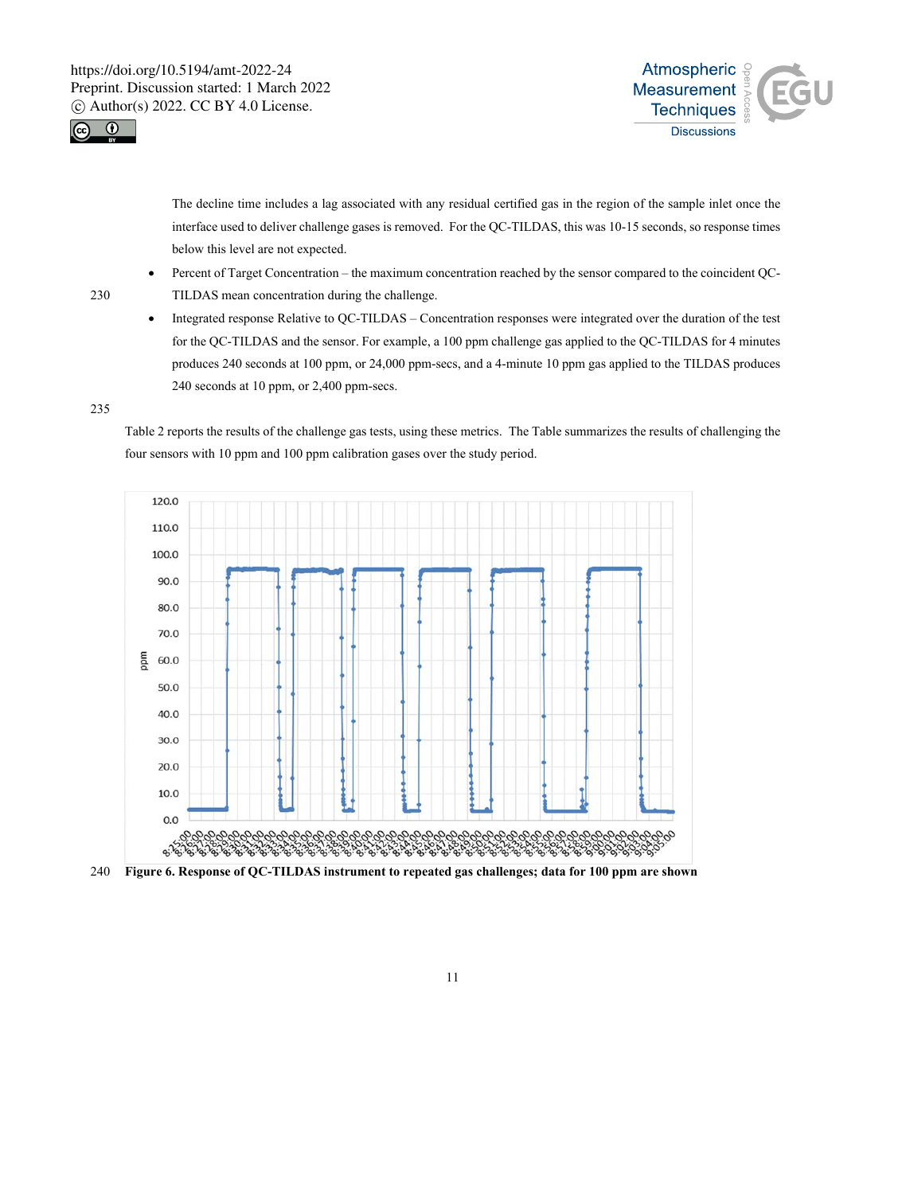The decline time includes a lag associated with any residual certified gas in the region of the sample inlet once the interface used to deliver challenge gases is removed. For the QC-TILDAS, this was 10-15 seconds, so response times below this level are not expected.

- Percent of Target Concentration – the maximum concentration reached by the sensor compared to the coincident QC-TILDAS mean concentration during the challenge.
- Integrated response Relative to QC-TILDAS – Concentration responses were integrated over the duration of the test for the QC-TILDAS and the sensor. For example, a 100 ppm challenge gas applied to the QC-TILDAS for 4 minutes produces 240 seconds at 100 ppm, or 24,000 ppm-secs, and a 4-minute 10 ppm gas applied to the TILDAS produces 240 seconds at 10 ppm, or 2,400 ppm-secs.

Table 2 reports the results of the challenge gas tests, using these metrics. The Table summarizes the results of challenging the four sensors with 10 ppm and 100 ppm calibration gases over the study period.

**Figure 6. Response of QC-TILDAS instrument to repeated gas challenges; data for 100 ppm are shown**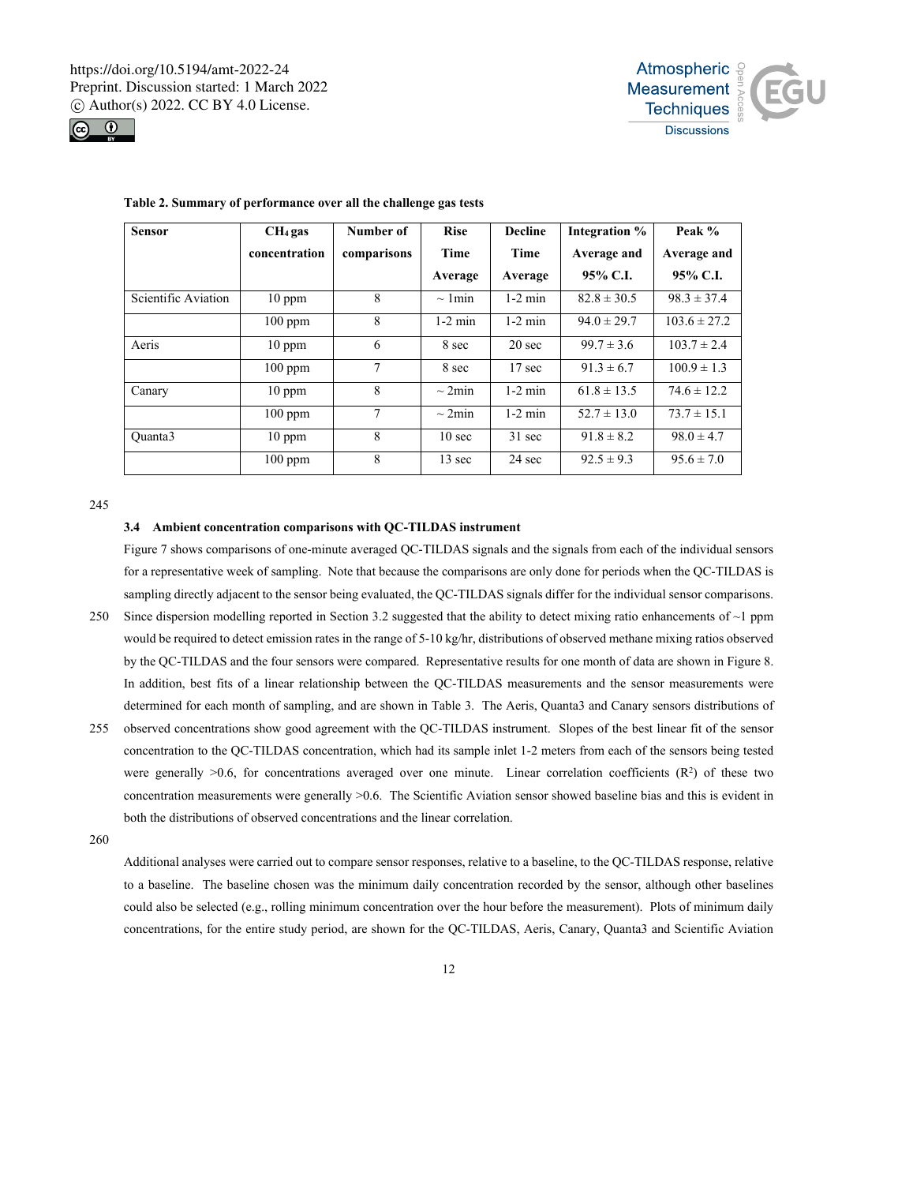**Table 2. Summary of performance over all the challenge gas tests**

| Sensor | $CH_4$ gas concentration | Number of comparisons | Rise Time Average | Decline Time Average | Integration % Average and 95% C.I. | Peak % Average and 95% C.I. |
|---|---|---|---|---|---|---|
| Scientific Aviation | 10 ppm | 8 | ~ 1min | 1-2 min | 82.8 ± 30.5 | 98.3 ± 37.4 |
| | 100 ppm | 8 | 1-2 min | 1-2 min | 94.0 ± 29.7 | 103.6 ± 27.2 |
| Aeris | 10 ppm | 6 | 8 sec | 20 sec | 99.7 ± 3.6 | 103.7 ± 2.4 |
| | 100 ppm | 7 | 8 sec | 17 sec | 91.3 ± 6.7 | 100.9 ± 1.3 |
| Canary | 10 ppm | 8 | ~ 2min | 1-2 min | 61.8 ± 13.5 | 74.6 ± 12.2 |
| | 100 ppm | 7 | ~ 2min | 1-2 min | 52.7 ± 13.0 | 73.7 ± 15.1 |
| Quanta3 | 10 ppm | 8 | 10 sec | 31 sec | 91.8 ± 8.2 | 98.0 ± 4.7 |
| | 100 ppm | 8 | 13 sec | 24 sec | 92.5 ± 9.3 | 95.6 ± 7.0 |

### 3.4 Ambient concentration comparisons with QC-TILDAS instrument

Figure 7 shows comparisons of one-minute averaged QC-TILDAS signals and the signals from each of the individual sensors for a representative week of sampling. Note that because the comparisons are only done for periods when the QC-TILDAS is sampling directly adjacent to the sensor being evaluated, the QC-TILDAS signals differ for the individual sensor comparisons. Since dispersion modelling reported in Section 3.2 suggested that the ability to detect mixing ratio enhancements of ~1 ppm would be required to detect emission rates in the range of 5-10 kg/hr, distributions of observed methane mixing ratios observed by the QC-TILDAS and the four sensors were compared. Representative results for one month of data are shown in Figure 8. In addition, best fits of a linear relationship between the QC-TILDAS measurements and the sensor measurements were determined for each month of sampling, and are shown in Table 3. The Aeris, Quanta3 and Canary sensors distributions of observed concentrations show good agreement with the QC-TILDAS instrument. Slopes of the best linear fit of the sensor concentration to the QC-TILDAS concentration, which had its sample inlet 1-2 meters from each of the sensors being tested were generally >0.6, for concentrations averaged over one minute. Linear correlation coefficients ($R^2$) of these two concentration measurements were generally >0.6. The Scientific Aviation sensor showed baseline bias and this is evident in both the distributions of observed concentrations and the linear correlation.

Additional analyses were carried out to compare sensor responses, relative to a baseline, to the QC-TILDAS response, relative to a baseline. The baseline chosen was the minimum daily concentration recorded by the sensor, although other baselines could also be selected (e.g., rolling minimum concentration over the hour before the measurement). Plots of minimum daily concentrations, for the entire study period, are shown for the QC-TILDAS, Aeris, Canary, Quanta3 and Scientific Aviation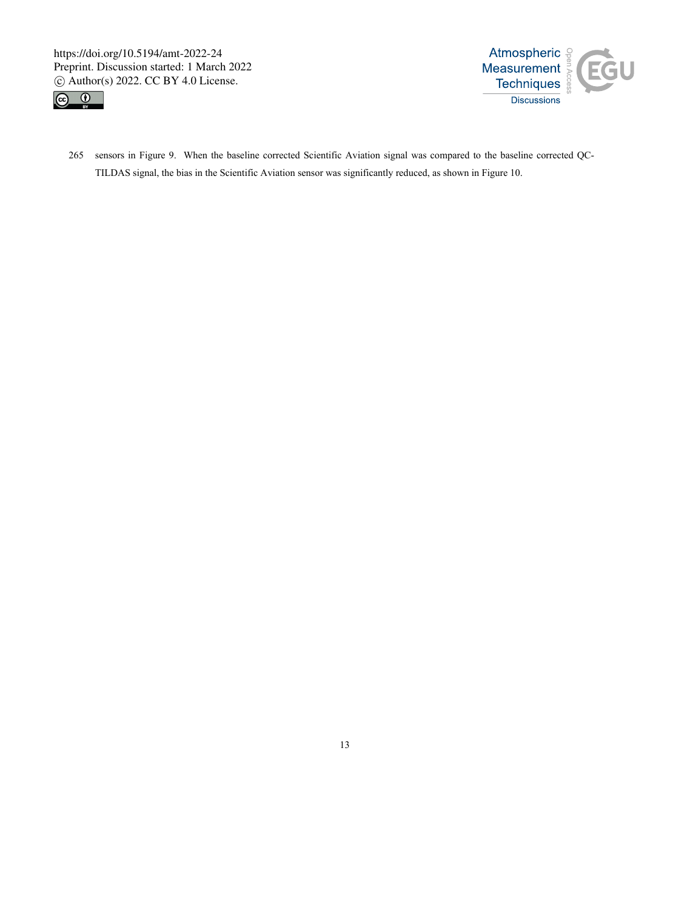sensors in Figure 9. When the baseline corrected Scientific Aviation signal was compared to the baseline corrected QC-TILDAS signal, the bias in the Scientific Aviation sensor was significantly reduced, as shown in Figure 10.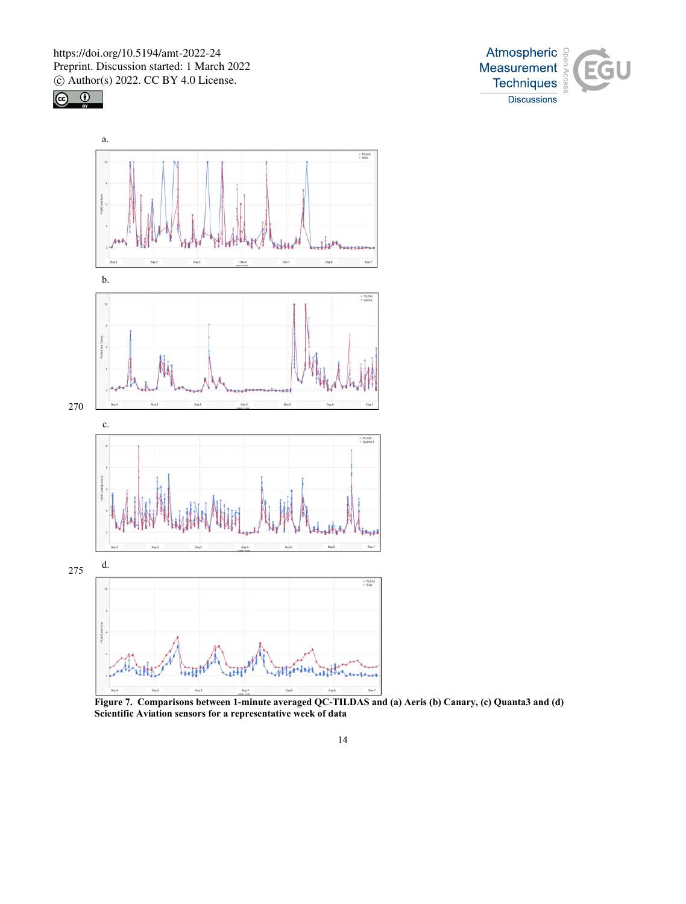a.

b.

c.

d.

**Figure 7. Comparisons between 1-minute averaged QC-TILDAS and (a) Aeris (b) Canary, (c) Quanta3 and (d) Scientific Aviation sensors for a representative week of data**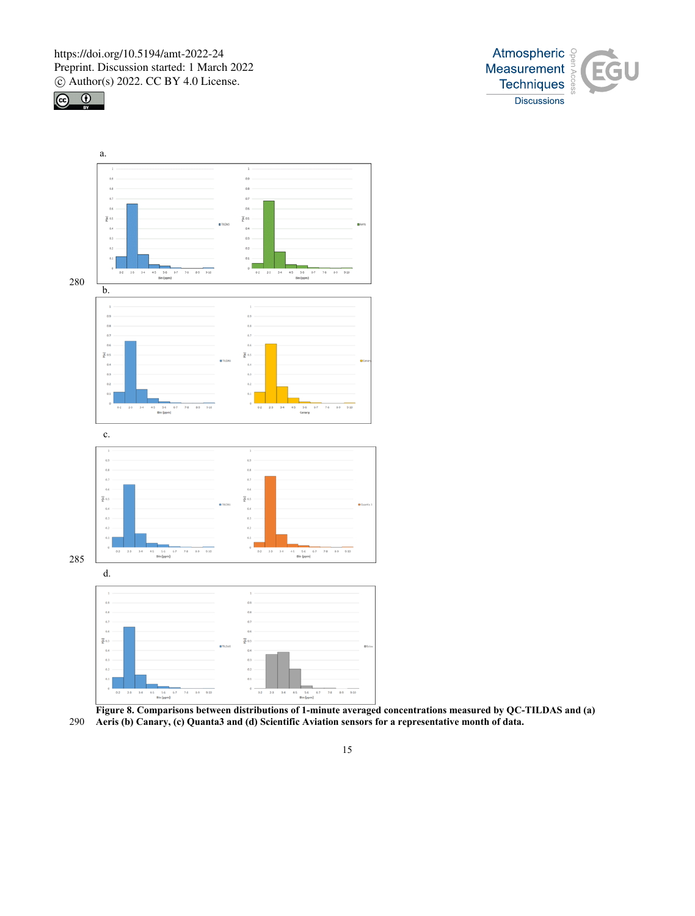a.

b.

c.

d.

**Figure 8. Comparisons between distributions of 1-minute averaged concentrations measured by QC-TILDAS and (a) Aeris (b) Canary, (c) Quanta3 and (d) Scientific Aviation sensors for a representative month of data.**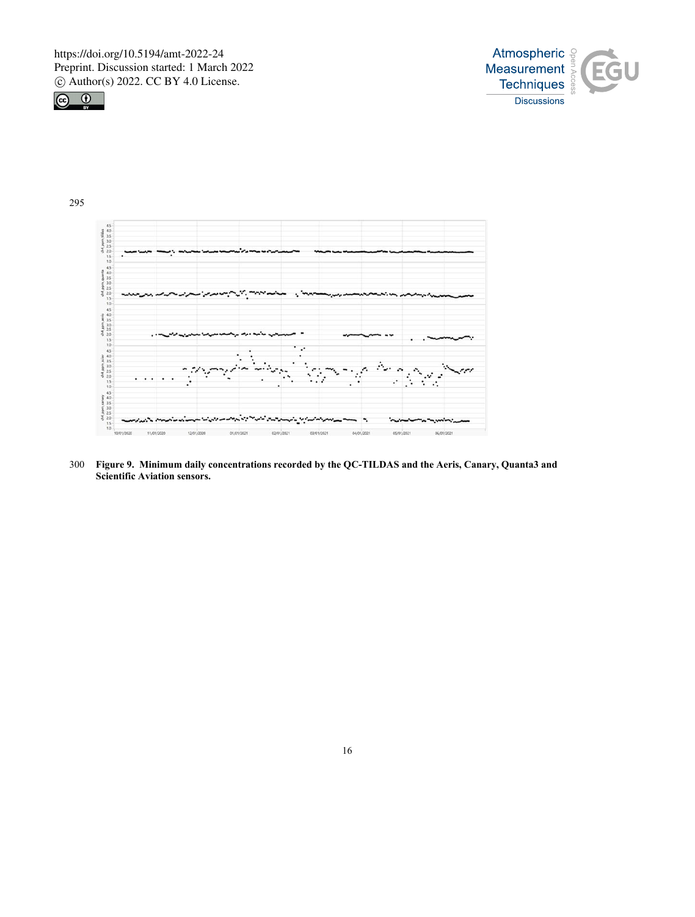**Figure 9. Minimum daily concentrations recorded by the QC-TILDAS and the Aeris, Canary, Quanta3 and Scientific Aviation sensors.**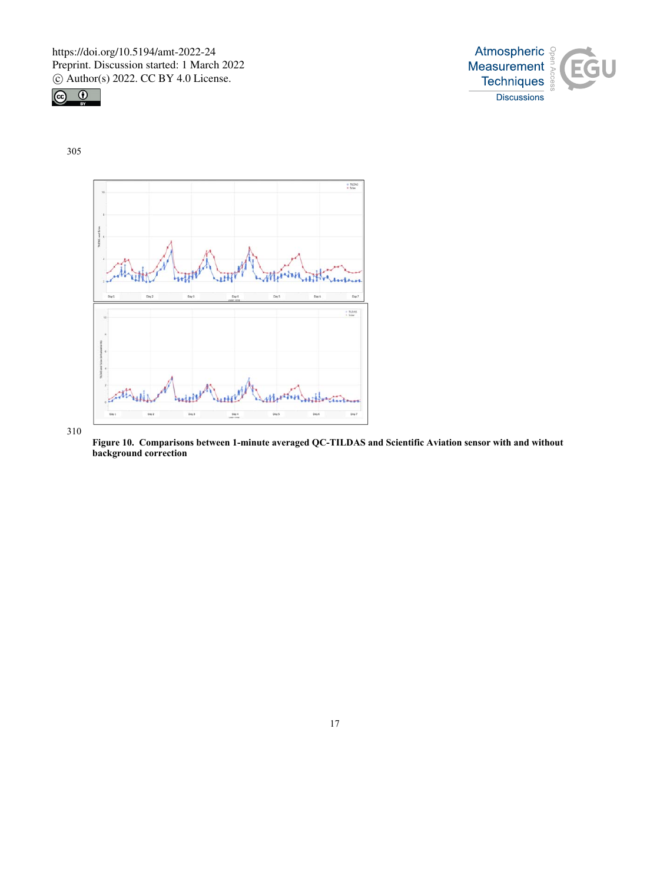**Figure 10. Comparisons between 1-minute averaged QC-TILDAS and Scientific Aviation sensor with and without background correction**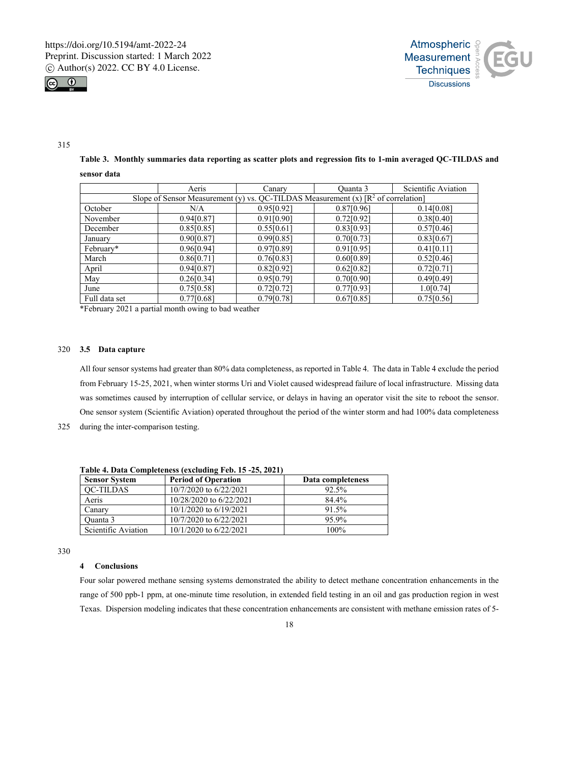**Table 3. Monthly summaries data reporting as scatter plots and regression fits to 1-min averaged QC-TILDAS and sensor data**

| | Aeris | Canary | Quanta 3 | Scientific Aviation |
|---|---|---|---|---|
| Slope of Sensor Measurement (y) vs. QC-TILDAS Measurement (x) [$R^2$ of correlation] | | | | |
| October | N/A | 0.95[0.92] | 0.87[0.96] | 0.14[0.08] |
| November | 0.94[0.87] | 0.91[0.90] | 0.72[0.92] | 0.38[0.40] |
| December | 0.85[0.85] | 0.55[0.61] | 0.83[0.93] | 0.57[0.46] |
| January | 0.90[0.87] | 0.99[0.85] | 0.70[0.73] | 0.83[0.67] |
| February* | 0.96[0.94] | 0.97[0.89] | 0.91[0.95] | 0.41[0.11] |
| March | 0.86[0.71] | 0.76[0.83] | 0.60[0.89] | 0.52[0.46] |
| April | 0.94[0.87] | 0.82[0.92] | 0.62[0.82] | 0.72[0.71] |
| May | 0.26[0.34] | 0.95[0.79] | 0.70[0.90] | 0.49[0.49] |
| June | 0.75[0.58] | 0.72[0.72] | 0.77[0.93] | 1.0[0.74] |
| Full data set | 0.77[0.68] | 0.79[0.78] | 0.67[0.85] | 0.75[0.56] |

*February 2021 a partial month owing to bad weather

### 3.5 Data capture

All four sensor systems had greater than 80% data completeness, as reported in Table 4. The data in Table 4 exclude the period from February 15-25, 2021, when winter storms Uri and Violet caused widespread failure of local infrastructure. Missing data was sometimes caused by interruption of cellular service, or delays in having an operator visit the site to reboot the sensor. One sensor system (Scientific Aviation) operated throughout the period of the winter storm and had 100% data completeness during the inter-comparison testing.

**Table 4. Data Completeness (excluding Feb. 15 -25, 2021)**

| Sensor System | Period of Operation | Data completeness |
|---|---|---|
| QC-TILDAS | 10/7/2020 to 6/22/2021 | 92.5% |
| Aeris | 10/28/2020 to 6/22/2021 | 84.4% |
| Canary | 10/1/2020 to 6/19/2021 | 91.5% |
| Quanta 3 | 10/7/2020 to 6/22/2021 | 95.9% |
| Scientific Aviation | 10/1/2020 to 6/22/2021 | 100% |

## 4 Conclusions

Four solar powered methane sensing systems demonstrated the ability to detect methane concentration enhancements in the range of 500 ppb-1 ppm, at one-minute time resolution, in extended field testing in an oil and gas production region in west Texas. Dispersion modeling indicates that these concentration enhancements are consistent with methane emission rates of 5-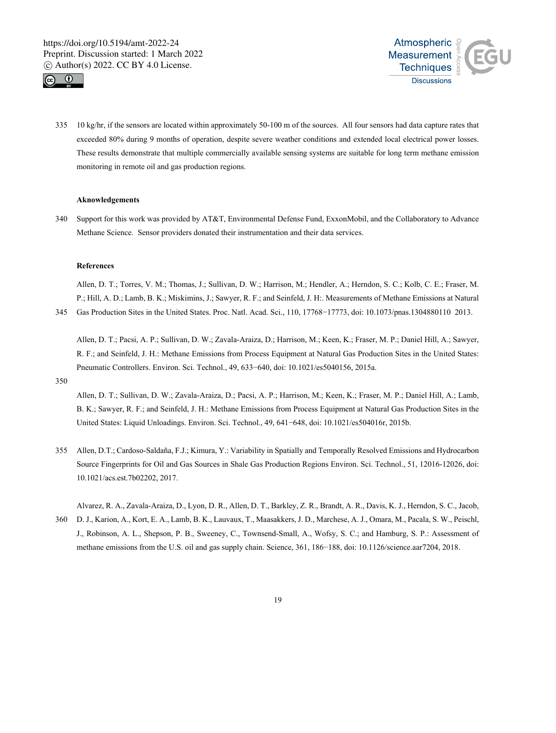10 kg/hr, if the sensors are located within approximately 50-100 m of the sources. All four sensors had data capture rates that exceeded 80% during 9 months of operation, despite severe weather conditions and extended local electrical power losses. These results demonstrate that multiple commercially available sensing systems are suitable for long term methane emission monitoring in remote oil and gas production regions.

## Aknowledgements

Support for this work was provided by AT&T, Environmental Defense Fund, ExxonMobil, and the Collaboratory to Advance Methane Science. Sensor providers donated their instrumentation and their data services.

## References

Allen, D. T.; Torres, V. M.; Thomas, J.; Sullivan, D. W.; Harrison, M.; Hendler, A.; Herndon, S. C.; Kolb, C. E.; Fraser, M. P.; Hill, A. D.; Lamb, B. K.; Miskimins, J.; Sawyer, R. F.; and Seinfeld, J. H:. Measurements of Methane Emissions at Natural Gas Production Sites in the United States. Proc. Natl. Acad. Sci., 110, 17768−17773, doi: 10.1073/pnas.1304880110 2013.

Allen, D. T.; Pacsi, A. P.; Sullivan, D. W.; Zavala-Araiza, D.; Harrison, M.; Keen, K.; Fraser, M. P.; Daniel Hill, A.; Sawyer, R. F.; and Seinfeld, J. H.: Methane Emissions from Process Equipment at Natural Gas Production Sites in the United States: Pneumatic Controllers. Environ. Sci. Technol., 49, 633−640, doi: 10.1021/es5040156, 2015a.

Allen, D. T.; Sullivan, D. W.; Zavala-Araiza, D.; Pacsi, A. P.; Harrison, M.; Keen, K.; Fraser, M. P.; Daniel Hill, A.; Lamb, B. K.; Sawyer, R. F.; and Seinfeld, J. H.: Methane Emissions from Process Equipment at Natural Gas Production Sites in the United States: Liquid Unloadings. Environ. Sci. Technol., 49, 641−648, doi: 10.1021/es504016r, 2015b.

Allen, D.T.; Cardoso-Saldaña, F.J.; Kimura, Y.: Variability in Spatially and Temporally Resolved Emissions and Hydrocarbon Source Fingerprints for Oil and Gas Sources in Shale Gas Production Regions Environ. Sci. Technol., 51, 12016-12026, doi: 10.1021/acs.est.7b02202, 2017.

Alvarez, R. A., Zavala-Araiza, D., Lyon, D. R., Allen, D. T., Barkley, Z. R., Brandt, A. R., Davis, K. J., Herndon, S. C., Jacob, D. J., Karion, A., Kort, E. A., Lamb, B. K., Lauvaux, T., Maasakkers, J. D., Marchese, A. J., Omara, M., Pacala, S. W., Peischl, J., Robinson, A. L., Shepson, P. B., Sweeney, C., Townsend-Small, A., Wofsy, S. C.; and Hamburg, S. P.: Assessment of methane emissions from the U.S. oil and gas supply chain. Science, 361, 186−188, doi: 10.1126/science.aar7204, 2018.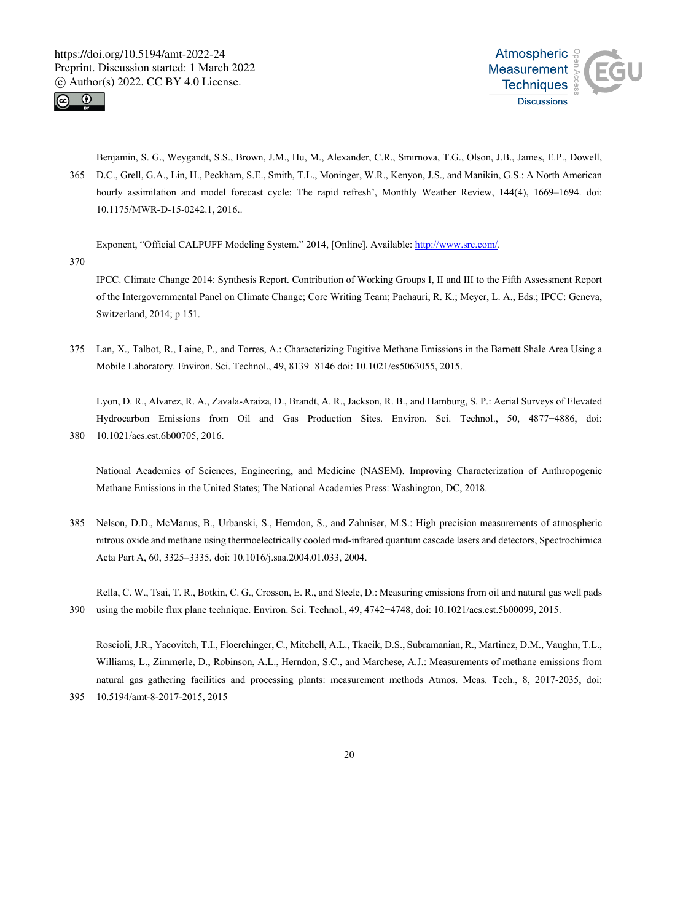Benjamin, S. G., Weygandt, S.S., Brown, J.M., Hu, M., Alexander, C.R., Smirnova, T.G., Olson, J.B., James, E.P., Dowell, D.C., Grell, G.A., Lin, H., Peckham, S.E., Smith, T.L., Moninger, W.R., Kenyon, J.S., and Manikin, G.S.: A North American hourly assimilation and model forecast cycle: The rapid refresh', Monthly Weather Review, 144(4), 1669–1694. doi: 10.1175/MWR-D-15-0242.1, 2016..

Exponent, "Official CALPUFF Modeling System." 2014, [Online]. Available: http://www.src.com/.

IPCC. Climate Change 2014: Synthesis Report. Contribution of Working Groups I, II and III to the Fifth Assessment Report of the Intergovernmental Panel on Climate Change; Core Writing Team; Pachauri, R. K.; Meyer, L. A., Eds.; IPCC: Geneva, Switzerland, 2014; p 151.

Lan, X., Talbot, R., Laine, P., and Torres, A.: Characterizing Fugitive Methane Emissions in the Barnett Shale Area Using a Mobile Laboratory. Environ. Sci. Technol., 49, 8139−8146 doi: 10.1021/es5063055, 2015.

Lyon, D. R., Alvarez, R. A., Zavala-Araiza, D., Brandt, A. R., Jackson, R. B., and Hamburg, S. P.: Aerial Surveys of Elevated Hydrocarbon Emissions from Oil and Gas Production Sites. Environ. Sci. Technol., 50, 4877−4886, doi: 10.1021/acs.est.6b00705, 2016.

National Academies of Sciences, Engineering, and Medicine (NASEM). Improving Characterization of Anthropogenic Methane Emissions in the United States; The National Academies Press: Washington, DC, 2018.

Nelson, D.D., McManus, B., Urbanski, S., Herndon, S., and Zahniser, M.S.: High precision measurements of atmospheric nitrous oxide and methane using thermoelectrically cooled mid-infrared quantum cascade lasers and detectors, Spectrochimica Acta Part A, 60, 3325–3335, doi: 10.1016/j.saa.2004.01.033, 2004.

Rella, C. W., Tsai, T. R., Botkin, C. G., Crosson, E. R., and Steele, D.: Measuring emissions from oil and natural gas well pads using the mobile flux plane technique. Environ. Sci. Technol., 49, 4742−4748, doi: 10.1021/acs.est.5b00099, 2015.

Roscioli, J.R., Yacovitch, T.I., Floerchinger, C., Mitchell, A.L., Tkacik, D.S., Subramanian, R., Martinez, D.M., Vaughn, T.L., Williams, L., Zimmerle, D., Robinson, A.L., Herndon, S.C., and Marchese, A.J.: Measurements of methane emissions from natural gas gathering facilities and processing plants: measurement methods Atmos. Meas. Tech., 8, 2017-2035, doi: 10.5194/amt-8-2017-2015, 2015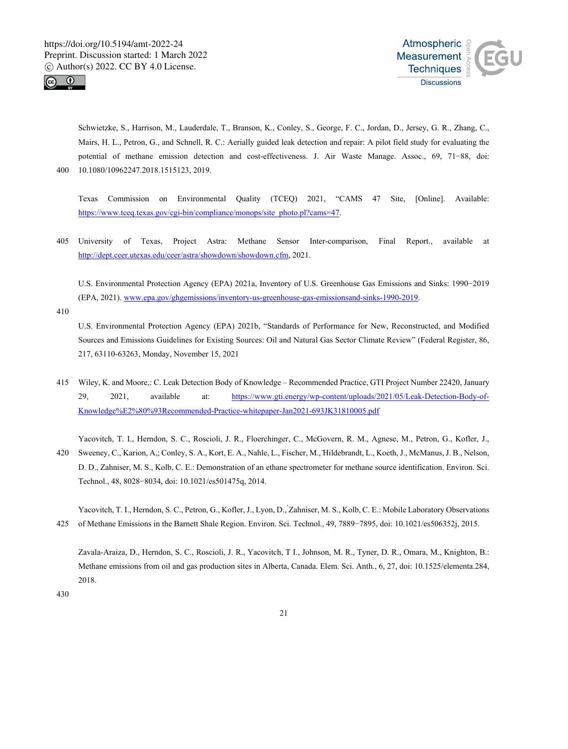Schwietzke, S., Harrison, M., Lauderdale, T., Branson, K., Conley, S., George, F. C., Jordan, D., Jersey, G. R., Zhang, C., Mairs, H. L., Petron, G., and Schnell, R. C.: Aerially guided leak detection and repair: A pilot field study for evaluating the potential of methane emission detection and cost-effectiveness. J. Air Waste Manage. Assoc., 69, 71−88, doi: 10.1080/10962247.2018.1515123, 2019.

Texas Commission on Environmental Quality (TCEQ) 2021, "CAMS 47 Site, [Online]. Available: https://www.tceq.texas.gov/cgi-bin/compliance/monops/site_photo.pl?cams=47.

University of Texas, Project Astra: Methane Sensor Inter-comparison, Final Report., available at http://dept.ceer.utexas.edu/ceer/astra/showdown/showdown.cfm, 2021.

U.S. Environmental Protection Agency (EPA) 2021a, Inventory of U.S. Greenhouse Gas Emissions and Sinks: 1990−2019 (EPA, 2021). www.epa.gov/ghgemissions/inventory-us-greenhouse-gas-emissionsand-sinks-1990-2019.

U.S. Environmental Protection Agency (EPA) 2021b, "Standards of Performance for New, Reconstructed, and Modified Sources and Emissions Guidelines for Existing Sources: Oil and Natural Gas Sector Climate Review" (Federal Register, 86, 217, 63110-63263, Monday, November 15, 2021

Wiley, K. and Moore,: C. Leak Detection Body of Knowledge – Recommended Practice, GTI Project Number 22420, January 29, 2021, available at: https://www.gti.energy/wp-content/uploads/2021/05/Leak-Detection-Body-of-Knowledge%E2%80%93Recommended-Practice-whitepaper-Jan2021-693JK31810005.pdf

Yacovitch, T. I., Herndon, S. C., Roscioli, J. R., Floerchinger, C., McGovern, R. M., Agnese, M., Petron, G., Kofler, J., Sweeney, C., Karion, A,; Conley, S. A., Kort, E. A., Nahle, L., Fischer, M., Hildebrandt, L., Koeth, J., McManus, J. B., Nelson, D. D., Zahniser, M. S., Kolb, C. E.: Demonstration of an ethane spectrometer for methane source identification. Environ. Sci. Technol., 48, 8028−8034, doi: 10.1021/es501475q, 2014.

Yacovitch, T. I., Herndon, S. C., Petron, G., Kofler, J., Lyon, D., Zahniser, M. S., Kolb, C. E.: Mobile Laboratory Observations of Methane Emissions in the Barnett Shale Region. Environ. Sci. Technol., 49, 7889−7895, doi: 10.1021/es506352j, 2015.

Zavala-Araiza, D., Herndon, S. C., Roscioli, J. R., Yacovitch, T I., Johnson, M. R., Tyner, D. R., Omara, M., Knighton, B.: Methane emissions from oil and gas production sites in Alberta, Canada. Elem. Sci. Anth., 6, 27, doi: 10.1525/elementa.284, 2018.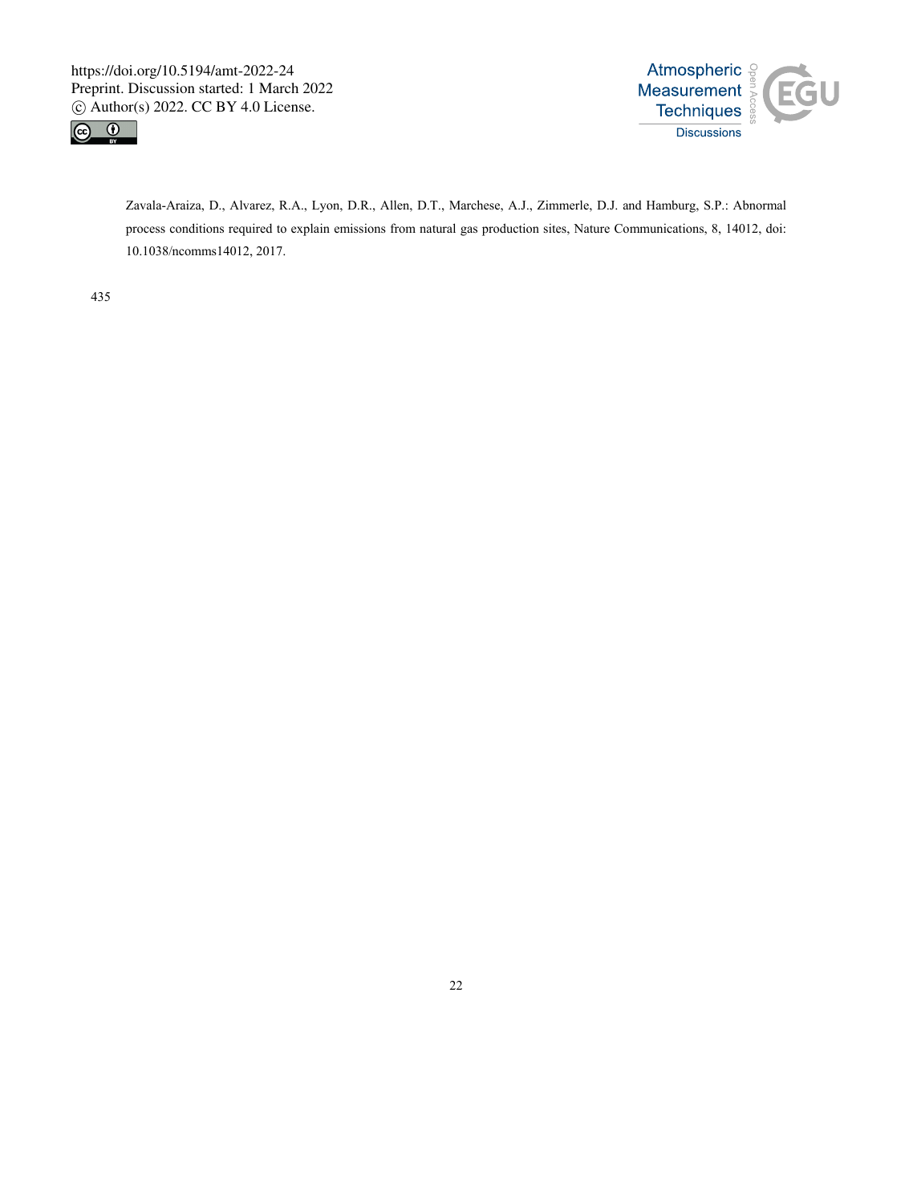Zavala-Araiza, D., Alvarez, R.A., Lyon, D.R., Allen, D.T., Marchese, A.J., Zimmerle, D.J. and Hamburg, S.P.: Abnormal process conditions required to explain emissions from natural gas production sites, Nature Communications, 8, 14012, doi: 10.1038/ncomms14012, 2017.